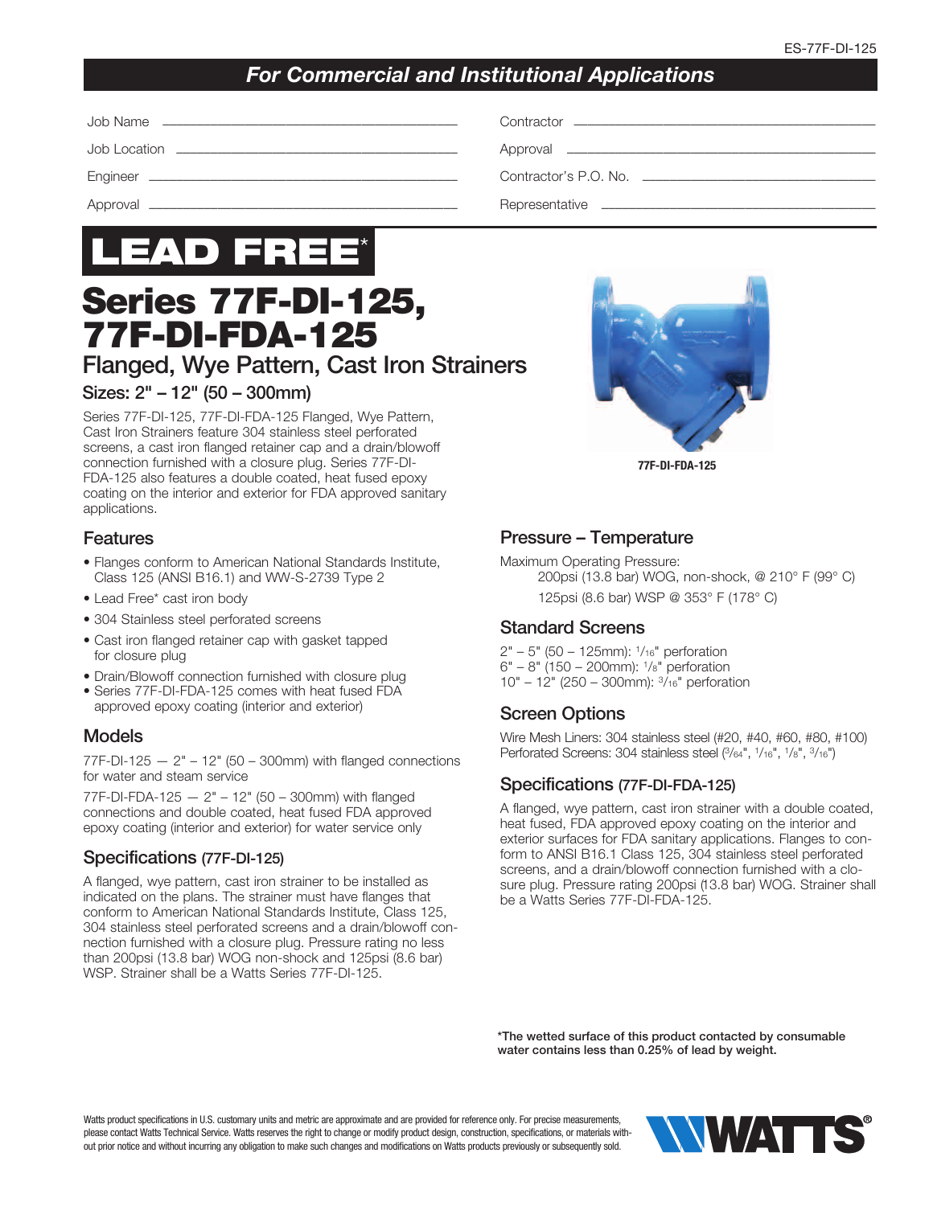*For Commercial and Institutional Applications*

Job Name ______________________

Job Location ______________________

Engineer ______________________

Approval ______________________

Contractor ______________________

Approval ______________________

Contractor's P.O. No. ______________________

Representative ______________________

**LEAD FREE***

# Series 77F-DI-125, 77F-DI-FDA-125

## Flanged, Wye Pattern, Cast Iron Strainers

### Sizes: 2" – 12" (50 – 300mm)

Series 77F-DI-125, 77F-DI-FDA-125 Flanged, Wye Pattern, Cast Iron Strainers feature 304 stainless steel perforated screens, a cast iron flanged retainer cap and a drain/blowoff connection furnished with a closure plug. Series 77F-DI-FDA-125 also features a double coated, heat fused epoxy coating on the interior and exterior for FDA approved sanitary applications.

**77F-DI-FDA-125**

## Features

- Flanges conform to American National Standards Institute, Class 125 (ANSI B16.1) and WW-S-2739 Type 2
- Lead Free* cast iron body
- 304 Stainless steel perforated screens
- Cast iron flanged retainer cap with gasket tapped for closure plug
- Drain/Blowoff connection furnished with closure plug
- Series 77F-DI-FDA-125 comes with heat fused FDA approved epoxy coating (interior and exterior)

## Models

77F-DI-125 — 2" – 12" (50 – 300mm) with flanged connections for water and steam service

77F-DI-FDA-125 — 2" – 12" (50 – 300mm) with flanged connections and double coated, heat fused FDA approved epoxy coating (interior and exterior) for water service only

## Specifications (77F-DI-125)

A flanged, wye pattern, cast iron strainer to be installed as indicated on the plans. The strainer must have flanges that conform to American National Standards Institute, Class 125, 304 stainless steel perforated screens and a drain/blowoff connection furnished with a closure plug. Pressure rating no less than 200psi (13.8 bar) WOG non-shock and 125psi (8.6 bar) WSP. Strainer shall be a Watts Series 77F-DI-125.

## Pressure – Temperature

Maximum Operating Pressure:

200psi (13.8 bar) WOG, non-shock, @ 210° F (99° C)

125psi (8.6 bar) WSP @ 353° F (178° C)

## Standard Screens

2" – 5" (50 – 125mm): 1/16" perforation
6" – 8" (150 – 200mm): 1/8" perforation
10" – 12" (250 – 300mm): 3/16" perforation

## Screen Options

Wire Mesh Liners: 304 stainless steel (#20, #40, #60, #80, #100)
Perforated Screens: 304 stainless steel (3/64", 1/16", 1/8", 3/16")

## Specifications (77F-DI-FDA-125)

A flanged, wye pattern, cast iron strainer with a double coated, heat fused, FDA approved epoxy coating on the interior and exterior surfaces for FDA sanitary applications. Flanges to conform to ANSI B16.1 Class 125, 304 stainless steel perforated screens, and a drain/blowoff connection furnished with a closure plug. Pressure rating 200psi (13.8 bar) WOG. Strainer shall be a Watts Series 77F-DI-FDA-125.

**\*The wetted surface of this product contacted by consumable water contains less than 0.25% of lead by weight.**

Watts product specifications in U.S. customary units and metric are approximate and are provided for reference only. For precise measurements, please contact Watts Technical Service. Watts reserves the right to change or modify product design, construction, specifications, or materials without prior notice and without incurring any obligation to make such changes and modifications on Watts products previously or subsequently sold.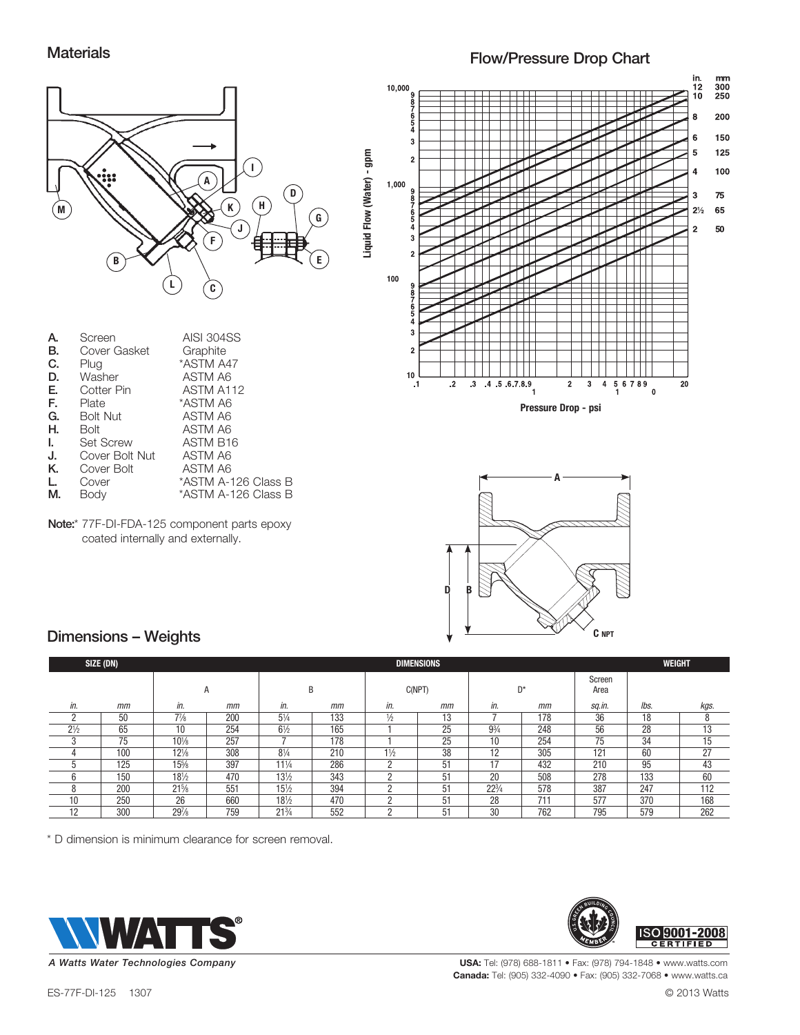## Materials

| | | |
|---|---|---|
| **A.** | Screen | AISI 304SS |
| **B.** | Cover Gasket | Graphite |
| **C.** | Plug | *ASTM A47 |
| **D.** | Washer | ASTM A6 |
| **E.** | Cotter Pin | ASTM A112 |
| **F.** | Plate | *ASTM A6 |
| **G.** | Bolt Nut | ASTM A6 |
| **H.** | Bolt | ASTM A6 |
| **I.** | Set Screw | ASTM B16 |
| **J.** | Cover Bolt Nut | ASTM A6 |
| **K.** | Cover Bolt | ASTM A6 |
| **L.** | Cover | *ASTM A-126 Class B |
| **M.** | Body | *ASTM A-126 Class B |

**Note:*** 77F-DI-FDA-125 component parts epoxy coated internally and externally.

## Flow/Pressure Drop Chart

Liquid Flow (Water) - gpm

Pressure Drop - psi

in. mm
12 300
10 250
8 200
6 150
5 125
4 100
3 75
2½ 65
2 50

## Dimensions – Weights

| SIZE (DN) | | DIMENSIONS | | | | | | | | | WEIGHT | |
|---|---|---|---|---|---|---|---|---|---|---|---|---|
| | | A | | B | | C(NPT) | | D* | | Screen Area | | |
| *in.* | *mm* | *in.* | *mm* | *in.* | *mm* | *in.* | *mm* | *in.* | *mm* | *sq.in.* | *lbs.* | *kgs.* |
| 2 | 50 | 7⅞ | 200 | 5¼ | 133 | ½ | 13 | 7 | 178 | 36 | 18 | 8 |
| 2½ | 65 | 10 | 254 | 6½ | 165 | 1 | 25 | 9¾ | 248 | 56 | 28 | 13 |
| 3 | 75 | 10⅛ | 257 | 7 | 178 | 1 | 25 | 10 | 254 | 75 | 34 | 15 |
| 4 | 100 | 12⅛ | 308 | 8¼ | 210 | 1½ | 38 | 12 | 305 | 121 | 60 | 27 |
| 5 | 125 | 15⅝ | 397 | 11¼ | 286 | 2 | 51 | 17 | 432 | 210 | 95 | 43 |
| 6 | 150 | 18½ | 470 | 13½ | 343 | 2 | 51 | 20 | 508 | 278 | 133 | 60 |
| 8 | 200 | 21⅝ | 551 | 15½ | 394 | 2 | 51 | 22¾ | 578 | 387 | 247 | 112 |
| 10 | 250 | 26 | 660 | 18½ | 470 | 2 | 51 | 28 | 711 | 577 | 370 | 168 |
| 12 | 300 | 29⅞ | 759 | 21¾ | 552 | 2 | 51 | 30 | 762 | 795 | 579 | 262 |

* D dimension is minimum clearance for screen removal.

*A Watts Water Technologies Company*

**USA:** Tel: (978) 688-1811 • Fax: (978) 794-1848 • www.watts.com
**Canada:** Tel: (905) 332-4090 • Fax: (905) 332-7068 • www.watts.ca

ES-77F-DI-125 1307

© 2013 Watts